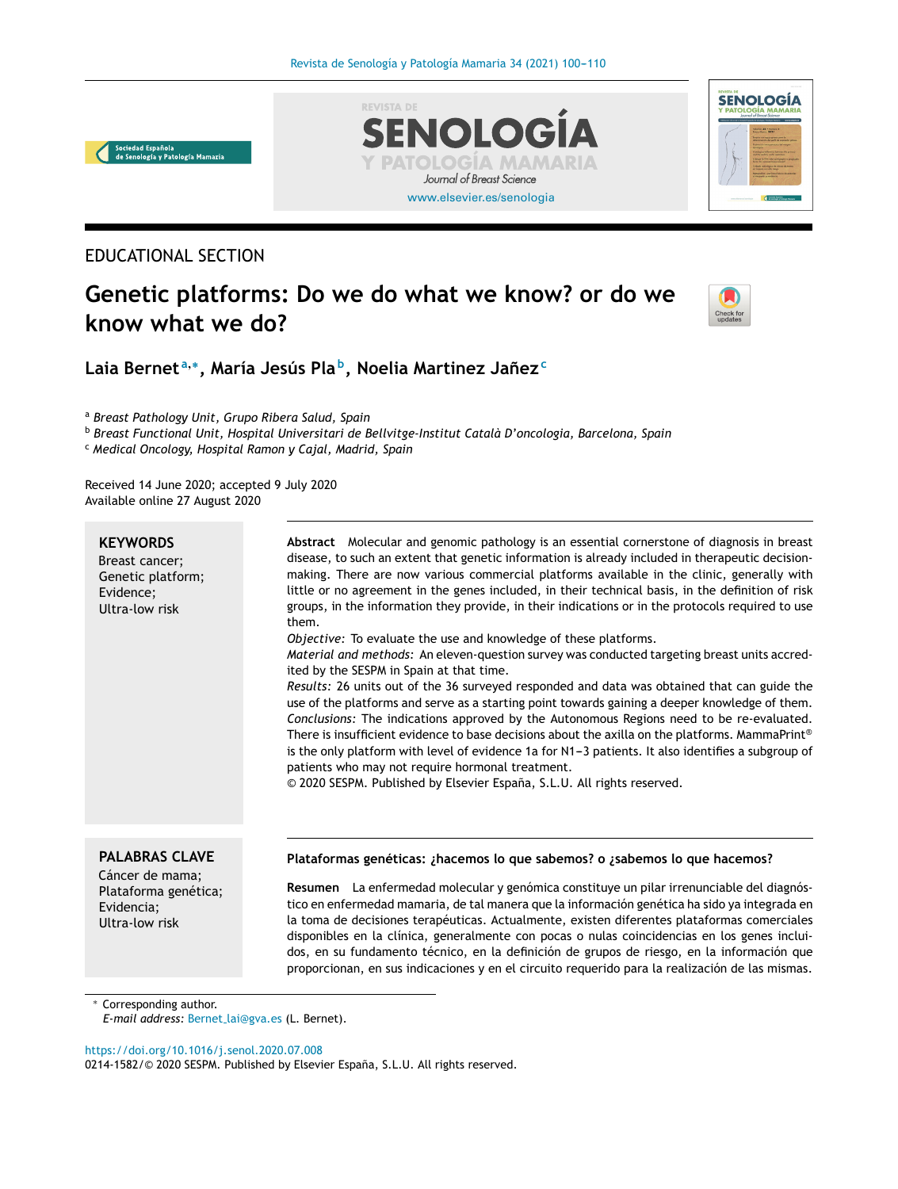EDUCATIONAL SECTION

# Genetic platforms: Do we do what we know? or do we know what we do?

**Laia Bernet**[a,*], **María Jesús Pla**[b], **Noelia Martinez Jañez**[c]

[a] *Breast Pathology Unit, Grupo Ribera Salud, Spain*
[b] *Breast Functional Unit, Hospital Universitari de Bellvitge-Institut Català D'oncologia, Barcelona, Spain*
[c] *Medical Oncology, Hospital Ramon y Cajal, Madrid, Spain*

Received 14 June 2020; accepted 9 July 2020
Available online 27 August 2020

**KEYWORDS**
Breast cancer;
Genetic platform;
Evidence;
Ultra-low risk

**Abstract** Molecular and genomic pathology is an essential cornerstone of diagnosis in breast disease, to such an extent that genetic information is already included in therapeutic decision-making. There are now various commercial platforms available in the clinic, generally with little or no agreement in the genes included, in their technical basis, in the definition of risk groups, in the information they provide, in their indications or in the protocols required to use them.

*Objective:* To evaluate the use and knowledge of these platforms.

*Material and methods:* An eleven-question survey was conducted targeting breast units accredited by the SESPM in Spain at that time.

*Results:* 26 units out of the 36 surveyed responded and data was obtained that can guide the use of the platforms and serve as a starting point towards gaining a deeper knowledge of them.

*Conclusions:* The indications approved by the Autonomous Regions need to be re-evaluated. There is insufficient evidence to base decisions about the axilla on the platforms. MammaPrint® is the only platform with level of evidence 1a for N1–3 patients. It also identifies a subgroup of patients who may not require hormonal treatment.

© 2020 SESPM. Published by Elsevier España, S.L.U. All rights reserved.

**PALABRAS CLAVE**
Cáncer de mama;
Plataforma genética;
Evidencia;
Ultra-low risk

**Plataformas genéticas: ¿hacemos lo que sabemos? o ¿sabemos lo que hacemos?**

**Resumen** La enfermedad molecular y genómica constituye un pilar irrenunciable del diagnóstico en enfermedad mamaria, de tal manera que la información genética ha sido ya integrada en la toma de decisiones terapéuticas. Actualmente, existen diferentes plataformas comerciales disponibles en la clínica, generalmente con pocas o nulas coincidencias en los genes incluidos, en su fundamento técnico, en la definición de grupos de riesgo, en la información que proporcionan, en sus indicaciones y en el circuito requerido para la realización de las mismas.

* Corresponding author.
*E-mail address:* Bernet_lai@gva.es (L. Bernet).

https://doi.org/10.1016/j.senol.2020.07.008
0214-1582/© 2020 SESPM. Published by Elsevier España, S.L.U. All rights reserved.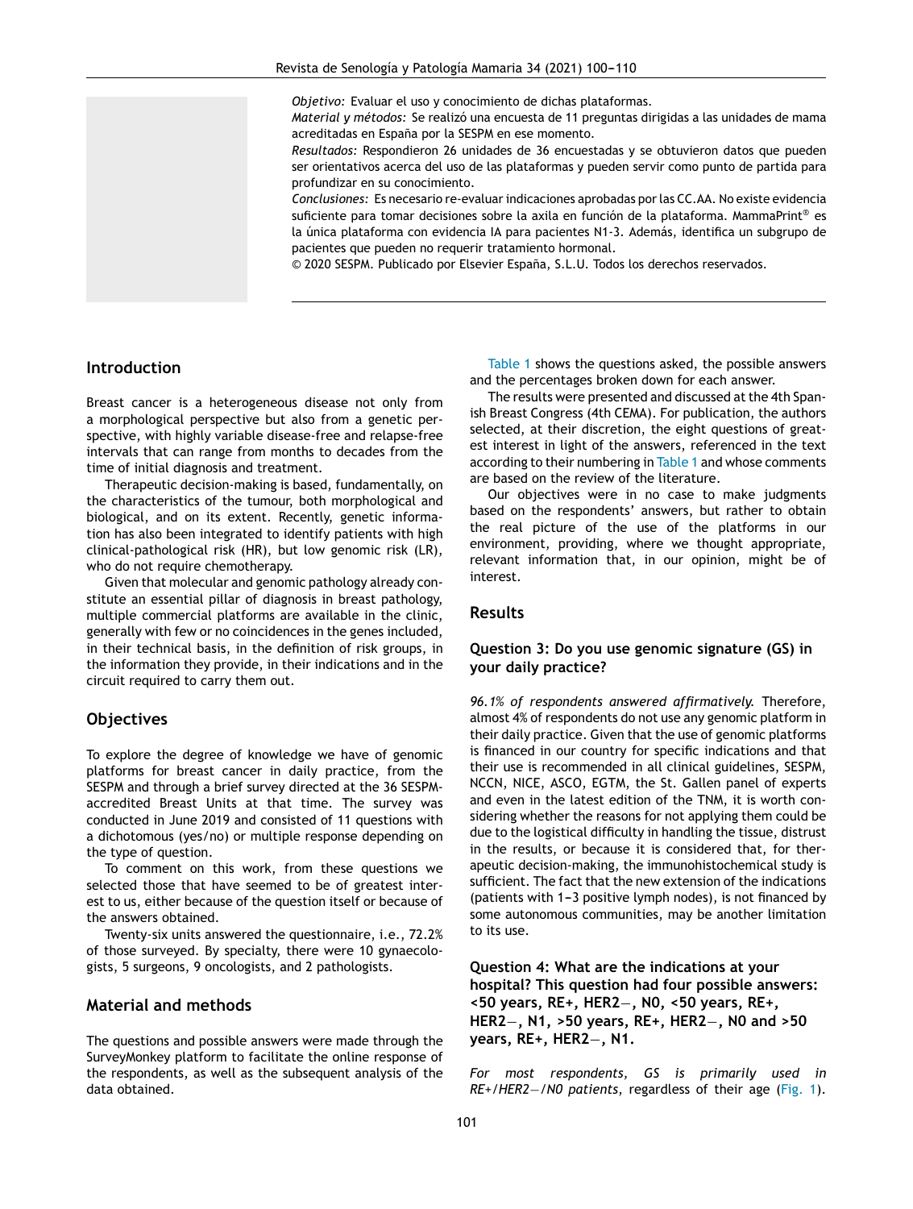*Objetivo:* Evaluar el uso y conocimiento de dichas plataformas.
*Material y métodos:* Se realizó una encuesta de 11 preguntas dirigidas a las unidades de mama acreditadas en España por la SESPM en ese momento.
*Resultados:* Respondieron 26 unidades de 36 encuestadas y se obtuvieron datos que pueden ser orientativos acerca del uso de las plataformas y pueden servir como punto de partida para profundizar en su conocimiento.
*Conclusiones:* Es necesario re-evaluar indicaciones aprobadas por las CC.AA. No existe evidencia suficiente para tomar decisiones sobre la axila en función de la plataforma. MammaPrint® es la única plataforma con evidencia IA para pacientes N1-3. Además, identifica un subgrupo de pacientes que pueden no requerir tratamiento hormonal.
© 2020 SESPM. Publicado por Elsevier España, S.L.U. Todos los derechos reservados.

## Introduction

Breast cancer is a heterogeneous disease not only from a morphological perspective but also from a genetic perspective, with highly variable disease-free and relapse-free intervals that can range from months to decades from the time of initial diagnosis and treatment.

Therapeutic decision-making is based, fundamentally, on the characteristics of the tumour, both morphological and biological, and on its extent. Recently, genetic information has also been integrated to identify patients with high clinical-pathological risk (HR), but low genomic risk (LR), who do not require chemotherapy.

Given that molecular and genomic pathology already constitute an essential pillar of diagnosis in breast pathology, multiple commercial platforms are available in the clinic, generally with few or no coincidences in the genes included, in their technical basis, in the definition of risk groups, in the information they provide, in their indications and in the circuit required to carry them out.

## Objectives

To explore the degree of knowledge we have of genomic platforms for breast cancer in daily practice, from the SESPM and through a brief survey directed at the 36 SESPM-accredited Breast Units at that time. The survey was conducted in June 2019 and consisted of 11 questions with a dichotomous (yes/no) or multiple response depending on the type of question.

To comment on this work, from these questions we selected those that have seemed to be of greatest interest to us, either because of the question itself or because of the answers obtained.

Twenty-six units answered the questionnaire, i.e., 72.2% of those surveyed. By specialty, there were 10 gynaecologists, 5 surgeons, 9 oncologists, and 2 pathologists.

## Material and methods

The questions and possible answers were made through the SurveyMonkey platform to facilitate the online response of the respondents, as well as the subsequent analysis of the data obtained.

Table 1 shows the questions asked, the possible answers and the percentages broken down for each answer.

The results were presented and discussed at the 4th Spanish Breast Congress (4th CEMA). For publication, the authors selected, at their discretion, the eight questions of greatest interest in light of the answers, referenced in the text according to their numbering in Table 1 and whose comments are based on the review of the literature.

Our objectives were in no case to make judgments based on the respondents' answers, but rather to obtain the real picture of the use of the platforms in our environment, providing, where we thought appropriate, relevant information that, in our opinion, might be of interest.

## Results

### Question 3: Do you use genomic signature (GS) in your daily practice?

*96.1% of respondents answered affirmatively.* Therefore, almost 4% of respondents do not use any genomic platform in their daily practice. Given that the use of genomic platforms is financed in our country for specific indications and that their use is recommended in all clinical guidelines, SESPM, NCCN, NICE, ASCO, EGTM, the St. Gallen panel of experts and even in the latest edition of the TNM, it is worth considering whether the reasons for not applying them could be due to the logistical difficulty in handling the tissue, distrust in the results, or because it is considered that, for therapeutic decision-making, the immunohistochemical study is sufficient. The fact that the new extension of the indications (patients with 1–3 positive lymph nodes), is not financed by some autonomous communities, may be another limitation to its use.

### Question 4: What are the indications at your hospital? This question had four possible answers: <50 years, RE+, HER2−, N0, <50 years, RE+, HER2−, N1, >50 years, RE+, HER2−, N0 and >50 years, RE+, HER2−, N1.

*For most respondents, GS is primarily used in RE+/HER2−/N0 patients,* regardless of their age (Fig. 1).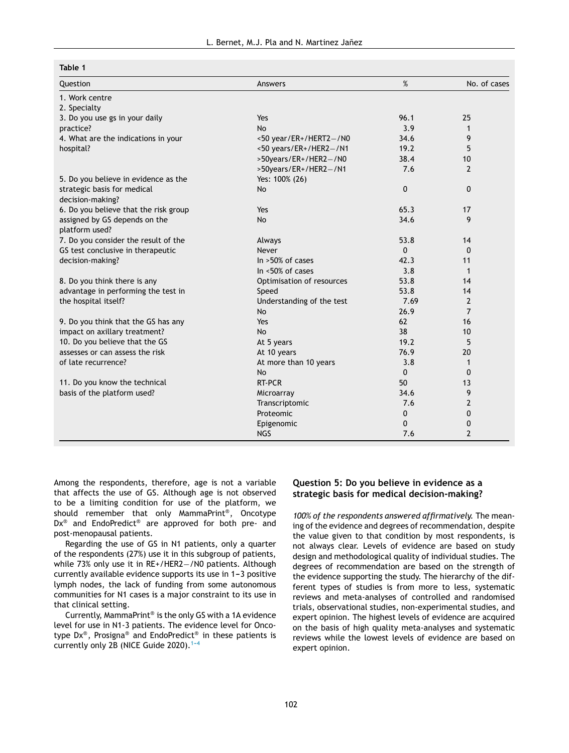**Table 1**

| Question | Answers | % | No. of cases |
|---|---|---|---|
| 1. Work centre | | | |
| 2. Specialty | | | |
| 3. Do you use gs in your daily practice? | Yes | 96.1 | 25 |
| | No | 3.9 | 1 |
| 4. What are the indications in your hospital? | <50 year/ER+/HERT2−/N0 | 34.6 | 9 |
| | <50 years/ER+/HER2−/N1 | 19.2 | 5 |
| | >50years/ER+/HER2−/N0 | 38.4 | 10 |
| | >50years/ER+/HER2−/N1 | 7.6 | 2 |
| 5. Do you believe in evidence as the strategic basis for medical decision-making? | Yes: 100% (26) | | |
| | No | 0 | 0 |
| 6. Do you believe that the risk group assigned by GS depends on the platform used? | Yes | 65.3 | 17 |
| | No | 34.6 | 9 |
| 7. Do you consider the result of the GS test conclusive in therapeutic decision-making? | Always | 53.8 | 14 |
| | Never | 0 | 0 |
| | In >50% of cases | 42.3 | 11 |
| | In <50% of cases | 3.8 | 1 |
| 8. Do you think there is any advantage in performing the test in the hospital itself? | Optimisation of resources | 53.8 | 14 |
| | Speed | 53.8 | 14 |
| | Understanding of the test | 7.69 | 2 |
| | No | 26.9 | 7 |
| 9. Do you think that the GS has any impact on axillary treatment? | Yes | 62 | 16 |
| | No | 38 | 10 |
| 10. Do you believe that the GS assesses or can assess the risk of late recurrence? | At 5 years | 19.2 | 5 |
| | At 10 years | 76.9 | 20 |
| | At more than 10 years | 3.8 | 1 |
| | No | 0 | 0 |
| 11. Do you know the technical basis of the platform used? | RT-PCR | 50 | 13 |
| | Microarray | 34.6 | 9 |
| | Transcriptomic | 7.6 | 2 |
| | Proteomic | 0 | 0 |
| | Epigenomic | 0 | 0 |
| | NGS | 7.6 | 2 |

Among the respondents, therefore, age is not a variable that affects the use of GS. Although age is not observed to be a limiting condition for use of the platform, we should remember that only MammaPrint®, Oncotype Dx® and EndoPredict® are approved for both pre- and post-menopausal patients.

Regarding the use of GS in N1 patients, only a quarter of the respondents (27%) use it in this subgroup of patients, while 73% only use it in RE+/HER2−/N0 patients. Although currently available evidence supports its use in 1–3 positive lymph nodes, the lack of funding from some autonomous communities for N1 cases is a major constraint to its use in that clinical setting.

Currently, MammaPrint® is the only GS with a 1A evidence level for use in N1-3 patients. The evidence level for Oncotype Dx®, Prosigna® and EndoPredict® in these patients is currently only 2B (NICE Guide 2020).[1–4]

### Question 5: Do you believe in evidence as a strategic basis for medical decision-making?

*100% of the respondents answered affirmatively.* The meaning of the evidence and degrees of recommendation, despite the value given to that condition by most respondents, is not always clear. Levels of evidence are based on study design and methodological quality of individual studies. The degrees of recommendation are based on the strength of the evidence supporting the study. The hierarchy of the different types of studies is from more to less, systematic reviews and meta-analyses of controlled and randomised trials, observational studies, non-experimental studies, and expert opinion. The highest levels of evidence are acquired on the basis of high quality meta-analyses and systematic reviews while the lowest levels of evidence are based on expert opinion.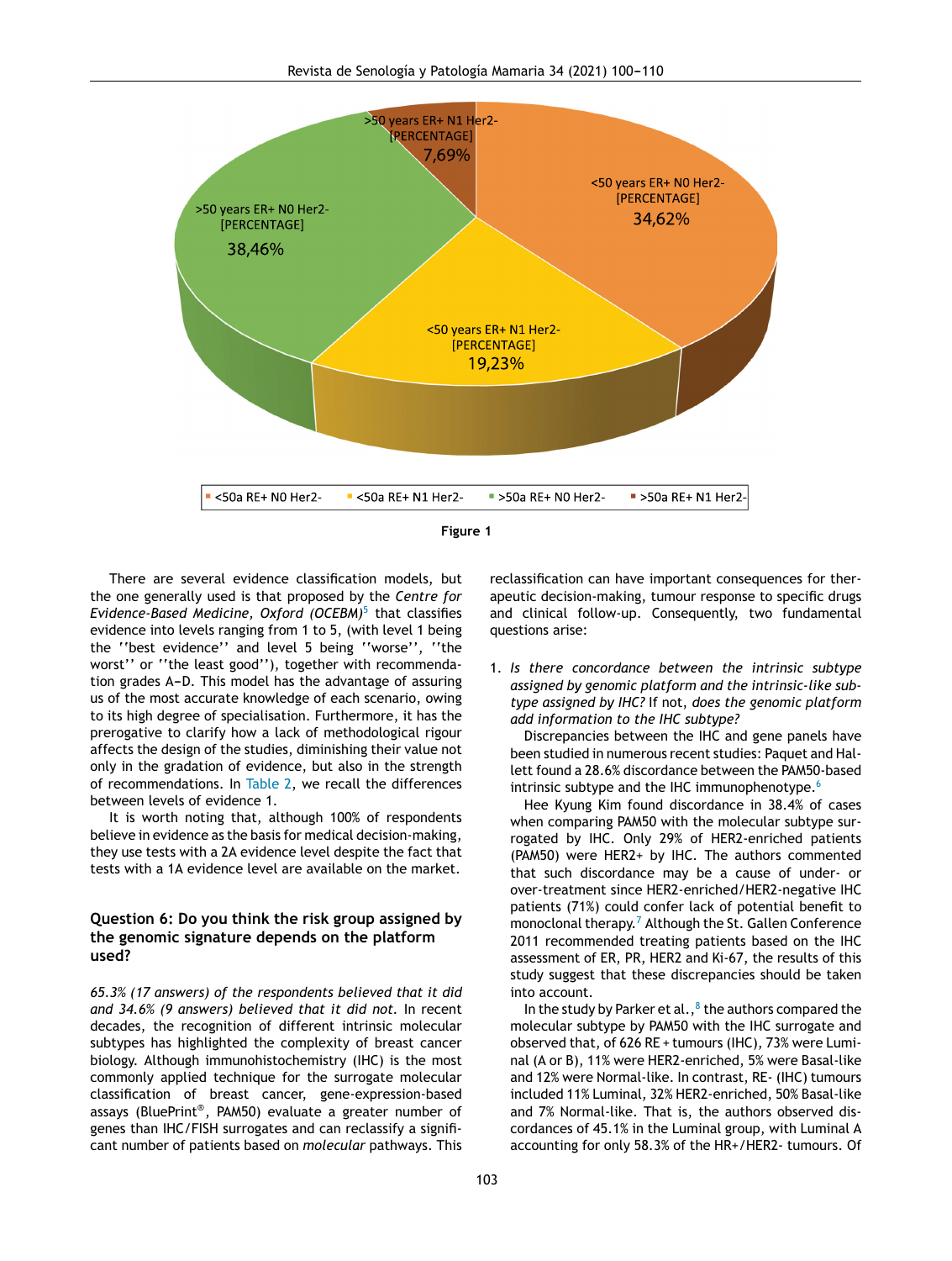Figure 1

There are several evidence classification models, but the one generally used is that proposed by the *Centre for Evidence-Based Medicine, Oxford (OCEBM)*[5] that classifies evidence into levels ranging from 1 to 5, (with level 1 being the ''best evidence'' and level 5 being ''worse'', ''the worst'' or ''the least good''), together with recommendation grades A–D. This model has the advantage of assuring us of the most accurate knowledge of each scenario, owing to its high degree of specialisation. Furthermore, it has the prerogative to clarify how a lack of methodological rigour affects the design of the studies, diminishing their value not only in the gradation of evidence, but also in the strength of recommendations. In Table 2, we recall the differences between levels of evidence 1.

It is worth noting that, although 100% of respondents believe in evidence as the basis for medical decision-making, they use tests with a 2A evidence level despite the fact that tests with a 1A evidence level are available on the market.

## Question 6: Do you think the risk group assigned by the genomic signature depends on the platform used?

*65.3% (17 answers) of the respondents believed that it did and 34.6% (9 answers) believed that it did not.* In recent decades, the recognition of different intrinsic molecular subtypes has highlighted the complexity of breast cancer biology. Although immunohistochemistry (IHC) is the most commonly applied technique for the surrogate molecular classification of breast cancer, gene-expression-based assays (BluePrint®, PAM50) evaluate a greater number of genes than IHC/FISH surrogates and can reclassify a significant number of patients based on *molecular* pathways. This reclassification can have important consequences for therapeutic decision-making, tumour response to specific drugs and clinical follow-up. Consequently, two fundamental questions arise:

1. *Is there concordance between the intrinsic subtype assigned by genomic platform and the intrinsic-like subtype assigned by IHC?* If not, *does the genomic platform add information to the IHC subtype?*

Discrepancies between the IHC and gene panels have been studied in numerous recent studies: Paquet and Hallett found a 28.6% discordance between the PAM50-based intrinsic subtype and the IHC immunophenotype.[6]

Hee Kyung Kim found discordance in 38.4% of cases when comparing PAM50 with the molecular subtype surrogated by IHC. Only 29% of HER2-enriched patients (PAM50) were HER2+ by IHC. The authors commented that such discordance may be a cause of under- or over-treatment since HER2-enriched/HER2-negative IHC patients (71%) could confer lack of potential benefit to monoclonal therapy.[7] Although the St. Gallen Conference 2011 recommended treating patients based on the IHC assessment of ER, PR, HER2 and Ki-67, the results of this study suggest that these discrepancies should be taken into account.

In the study by Parker et al.,[8] the authors compared the molecular subtype by PAM50 with the IHC surrogate and observed that, of 626 RE + tumours (IHC), 73% were Luminal (A or B), 11% were HER2-enriched, 5% were Basal-like and 12% were Normal-like. In contrast, RE- (IHC) tumours included 11% Luminal, 32% HER2-enriched, 50% Basal-like and 7% Normal-like. That is, the authors observed discordances of 45.1% in the Luminal group, with Luminal A accounting for only 58.3% of the HR+/HER2- tumours. Of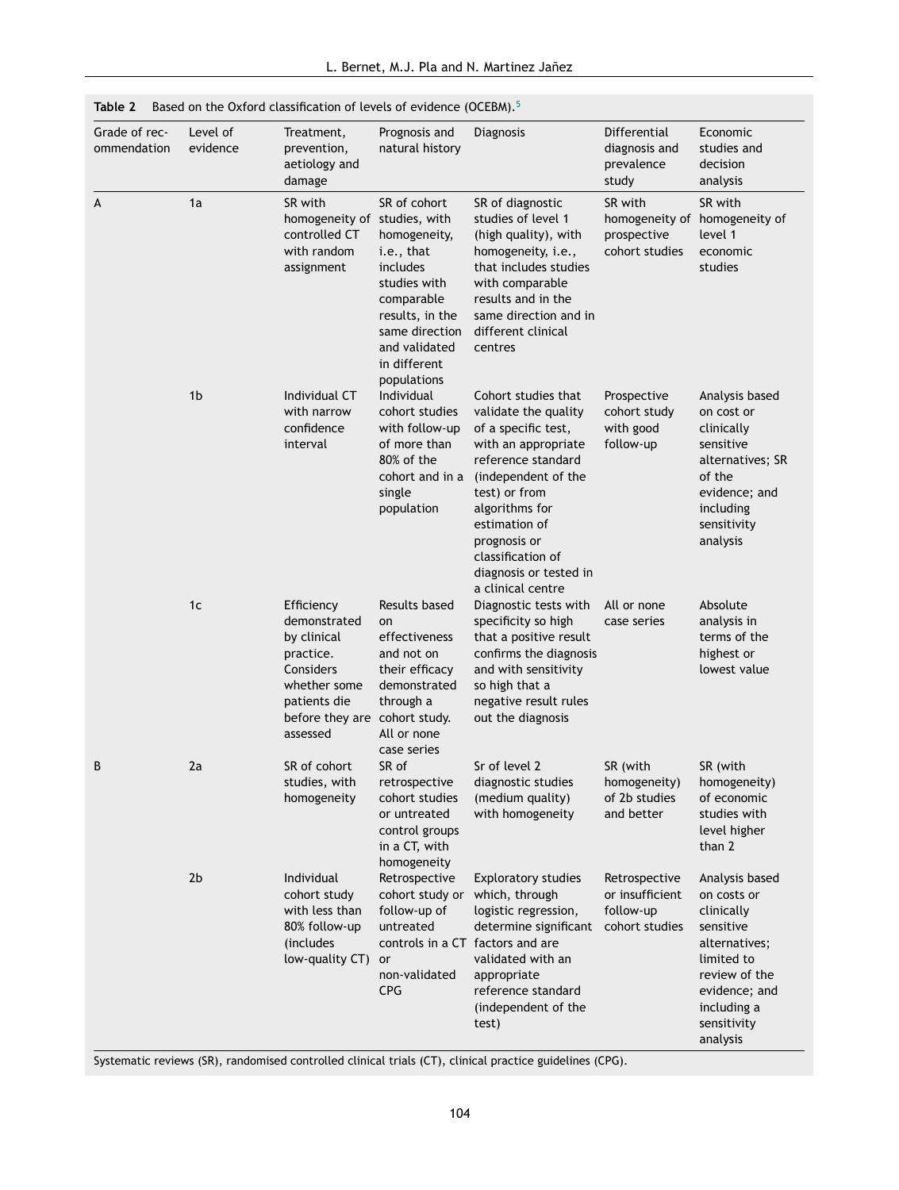**Table 2** Based on the Oxford classification of levels of evidence (OCEBM).[5]

| Grade of recommendation | Level of evidence | Treatment, prevention, aetiology and damage | Prognosis and natural history | Diagnosis | Differential diagnosis and prevalence study | Economic studies and decision analysis |
|---|---|---|---|---|---|---|
| A | 1a | SR with homogeneity of controlled CT with random assignment | SR of cohort studies, with homogeneity, i.e., that includes studies with comparable results, in the same direction and validated in different populations | SR of diagnostic studies of level 1 (high quality), with homogeneity, i.e., that includes studies with comparable results and in the same direction and in different clinical centres | SR with homogeneity of prospective cohort studies | SR with homogeneity of level 1 economic studies |
| | 1b | Individual CT with narrow confidence interval | Individual cohort studies with follow-up of more than 80% of the cohort and in a single population | Cohort studies that validate the quality of a specific test, with an appropriate reference standard (independent of the test) or from algorithms for estimation of prognosis or classification of diagnosis or tested in a clinical centre | Prospective cohort study with good follow-up | Analysis based on cost or clinically sensitive alternatives; SR of the evidence; and including sensitivity analysis |
| | 1c | Efficiency demonstrated by clinical practice. Considers whether some patients die before they are assessed | Results based on effectiveness and not on their efficacy demonstrated through a cohort study. All or none case series | Diagnostic tests with specificity so high that a positive result confirms the diagnosis and with sensitivity so high that a negative result rules out the diagnosis | All or none case series | Absolute analysis in terms of the highest or lowest value |
| B | 2a | SR of cohort studies, with homogeneity | SR of retrospective cohort studies or untreated control groups in a CT, with homogeneity | Sr of level 2 diagnostic studies (medium quality) with homogeneity | SR (with homogeneity) of 2b studies and better | SR (with homogeneity) of economic studies with level higher than 2 |
| | 2b | Individual cohort study with less than 80% follow-up (includes low-quality CT) | Retrospective cohort study or follow-up of untreated controls in a CT or non-validated CPG | Exploratory studies which, through logistic regression, determine significant factors and are validated with an appropriate reference standard (independent of the test) | Retrospective or insufficient follow-up cohort studies | Analysis based on costs or clinically sensitive alternatives; limited to review of the evidence; and including a sensitivity analysis |

Systematic reviews (SR), randomised controlled clinical trials (CT), clinical practice guidelines (CPG).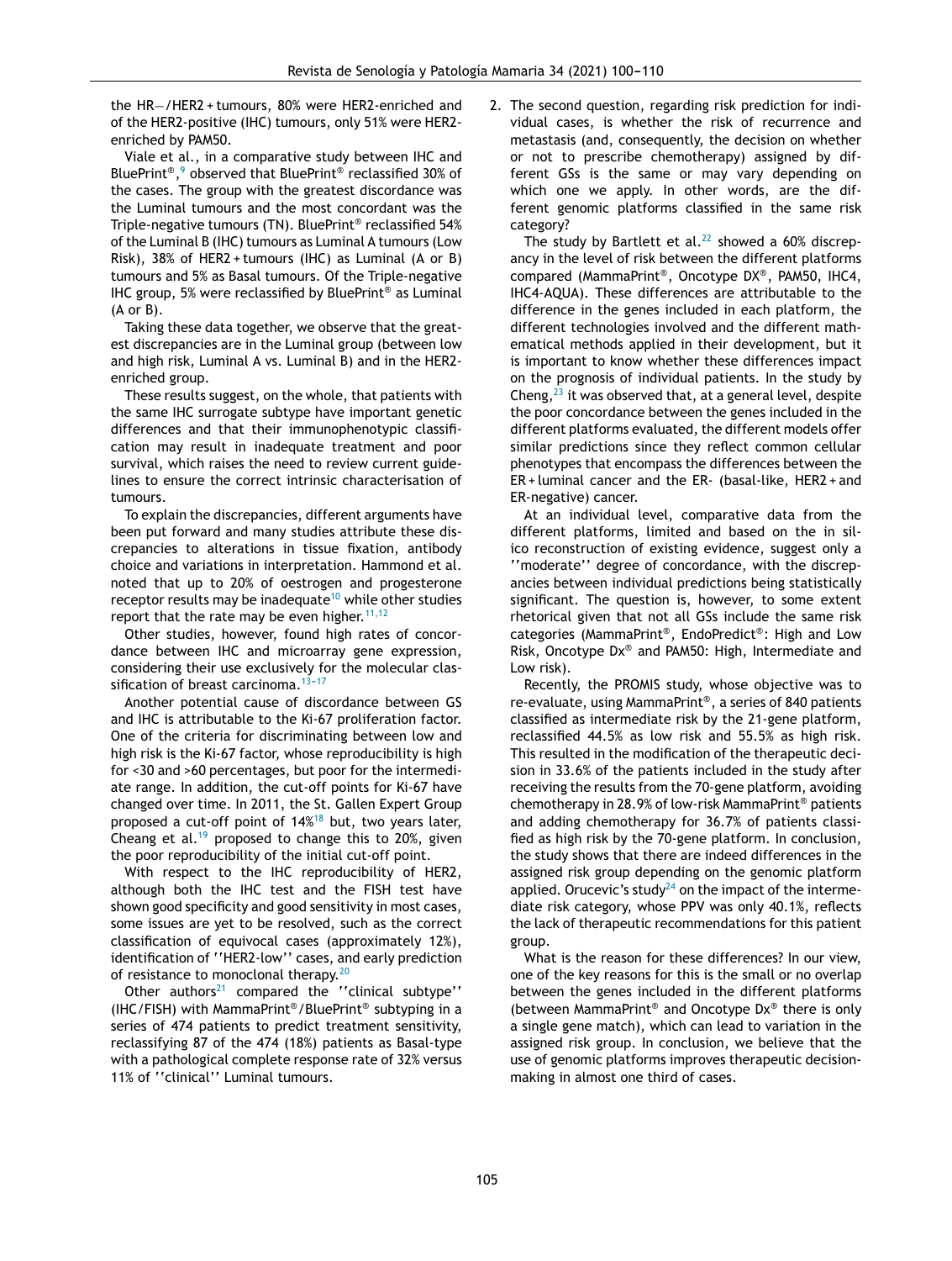the HR−/HER2 + tumours, 80% were HER2-enriched and of the HER2-positive (IHC) tumours, only 51% were HER2-enriched by PAM50.

Viale et al., in a comparative study between IHC and BluePrint®,[9] observed that BluePrint® reclassified 30% of the cases. The group with the greatest discordance was the Luminal tumours and the most concordant was the Triple-negative tumours (TN). BluePrint® reclassified 54% of the Luminal B (IHC) tumours as Luminal A tumours (Low Risk), 38% of HER2 + tumours (IHC) as Luminal (A or B) tumours and 5% as Basal tumours. Of the Triple-negative IHC group, 5% were reclassified by BluePrint® as Luminal (A or B).

Taking these data together, we observe that the greatest discrepancies are in the Luminal group (between low and high risk, Luminal A vs. Luminal B) and in the HER2-enriched group.

These results suggest, on the whole, that patients with the same IHC surrogate subtype have important genetic differences and that their immunophenotypic classification may result in inadequate treatment and poor survival, which raises the need to review current guidelines to ensure the correct intrinsic characterisation of tumours.

To explain the discrepancies, different arguments have been put forward and many studies attribute these discrepancies to alterations in tissue fixation, antibody choice and variations in interpretation. Hammond et al. noted that up to 20% of oestrogen and progesterone receptor results may be inadequate[10] while other studies report that the rate may be even higher.[11,12]

Other studies, however, found high rates of concordance between IHC and microarray gene expression, considering their use exclusively for the molecular classification of breast carcinoma.[13–17]

Another potential cause of discordance between GS and IHC is attributable to the Ki-67 proliferation factor. One of the criteria for discriminating between low and high risk is the Ki-67 factor, whose reproducibility is high for <30 and >60 percentages, but poor for the intermediate range. In addition, the cut-off points for Ki-67 have changed over time. In 2011, the St. Gallen Expert Group proposed a cut-off point of 14%[18] but, two years later, Cheang et al.[19] proposed to change this to 20%, given the poor reproducibility of the initial cut-off point.

With respect to the IHC reproducibility of HER2, although both the IHC test and the FISH test have shown good specificity and good sensitivity in most cases, some issues are yet to be resolved, such as the correct classification of equivocal cases (approximately 12%), identification of ''HER2-low'' cases, and early prediction of resistance to monoclonal therapy.[20]

Other authors[21] compared the ''clinical subtype'' (IHC/FISH) with MammaPrint®/BluePrint® subtyping in a series of 474 patients to predict treatment sensitivity, reclassifying 87 of the 474 (18%) patients as Basal-type with a pathological complete response rate of 32% versus 11% of ''clinical'' Luminal tumours.

2. The second question, regarding risk prediction for individual cases, is whether the risk of recurrence and metastasis (and, consequently, the decision on whether or not to prescribe chemotherapy) assigned by different GSs is the same or may vary depending on which one we apply. In other words, are the different genomic platforms classified in the same risk category?

The study by Bartlett et al.[22] showed a 60% discrepancy in the level of risk between the different platforms compared (MammaPrint®, Oncotype DX®, PAM50, IHC4, IHC4-AQUA). These differences are attributable to the difference in the genes included in each platform, the different technologies involved and the different mathematical methods applied in their development, but it is important to know whether these differences impact on the prognosis of individual patients. In the study by Cheng,[23] it was observed that, at a general level, despite the poor concordance between the genes included in the different platforms evaluated, the different models offer similar predictions since they reflect common cellular phenotypes that encompass the differences between the ER + luminal cancer and the ER- (basal-like, HER2 + and ER-negative) cancer.

At an individual level, comparative data from the different platforms, limited and based on the in silico reconstruction of existing evidence, suggest only a ''moderate'' degree of concordance, with the discrepancies between individual predictions being statistically significant. The question is, however, to some extent rhetorical given that not all GSs include the same risk categories (MammaPrint®, EndoPredict®: High and Low Risk, Oncotype Dx® and PAM50: High, Intermediate and Low risk).

Recently, the PROMIS study, whose objective was to re-evaluate, using MammaPrint®, a series of 840 patients classified as intermediate risk by the 21-gene platform, reclassified 44.5% as low risk and 55.5% as high risk. This resulted in the modification of the therapeutic decision in 33.6% of the patients included in the study after receiving the results from the 70-gene platform, avoiding chemotherapy in 28.9% of low-risk MammaPrint® patients and adding chemotherapy for 36.7% of patients classified as high risk by the 70-gene platform. In conclusion, the study shows that there are indeed differences in the assigned risk group depending on the genomic platform applied. Orucevic's study[24] on the impact of the intermediate risk category, whose PPV was only 40.1%, reflects the lack of therapeutic recommendations for this patient group.

What is the reason for these differences? In our view, one of the key reasons for this is the small or no overlap between the genes included in the different platforms (between MammaPrint® and Oncotype Dx® there is only a single gene match), which can lead to variation in the assigned risk group. In conclusion, we believe that the use of genomic platforms improves therapeutic decision-making in almost one third of cases.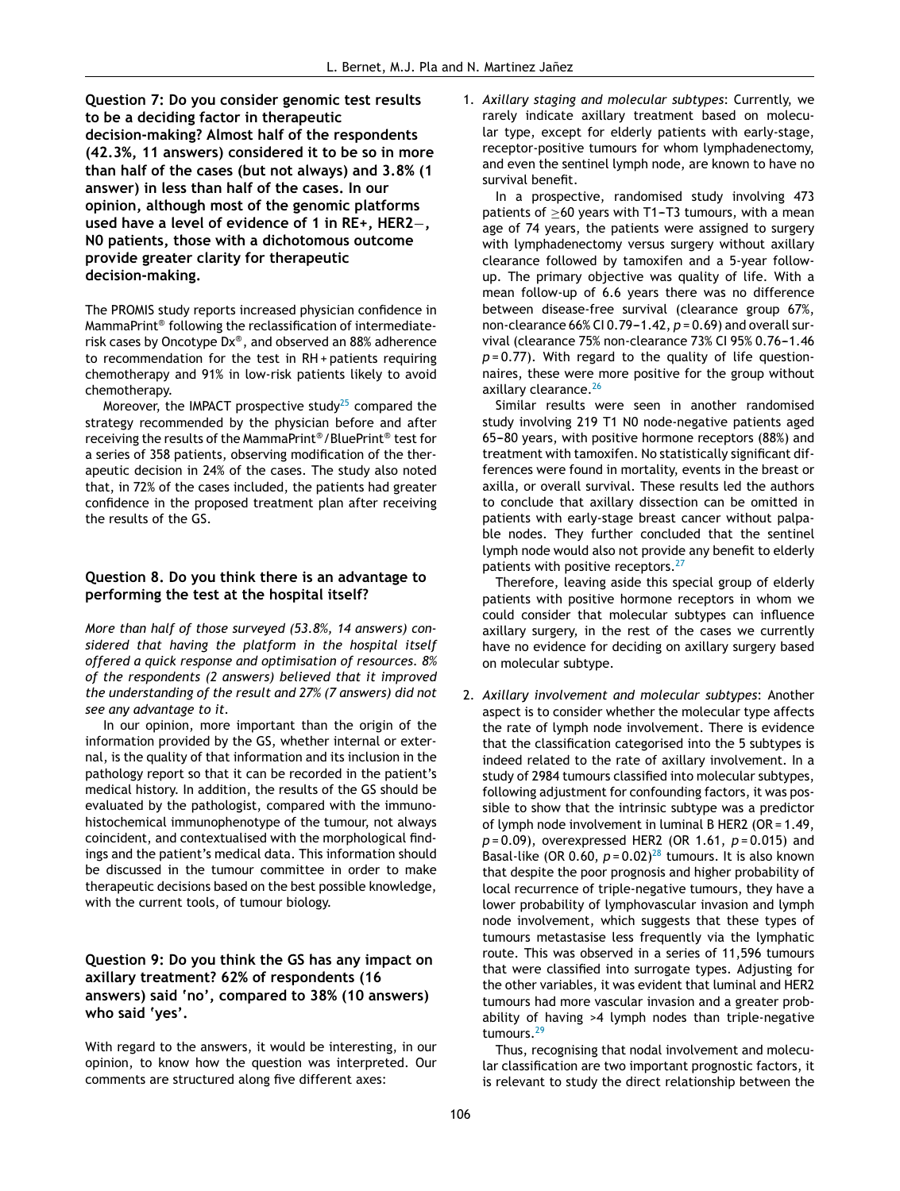**Question 7: Do you consider genomic test results to be a deciding factor in therapeutic decision-making? Almost half of the respondents (42.3%, 11 answers) considered it to be so in more than half of the cases (but not always) and 3.8% (1 answer) in less than half of the cases. In our opinion, although most of the genomic platforms used have a level of evidence of 1 in RE+, HER2−, N0 patients, those with a dichotomous outcome provide greater clarity for therapeutic decision-making.**

The PROMIS study reports increased physician confidence in MammaPrint® following the reclassification of intermediate-risk cases by Oncotype Dx®, and observed an 88% adherence to recommendation for the test in RH + patients requiring chemotherapy and 91% in low-risk patients likely to avoid chemotherapy.

Moreover, the IMPACT prospective study[25] compared the strategy recommended by the physician before and after receiving the results of the MammaPrint®/BluePrint® test for a series of 358 patients, observing modification of the therapeutic decision in 24% of the cases. The study also noted that, in 72% of the cases included, the patients had greater confidence in the proposed treatment plan after receiving the results of the GS.

## Question 8. Do you think there is an advantage to performing the test at the hospital itself?

*More than half of those surveyed (53.8%, 14 answers) considered that having the platform in the hospital itself offered a quick response and optimisation of resources. 8% of the respondents (2 answers) believed that it improved the understanding of the result and 27% (7 answers) did not see any advantage to it.*

In our opinion, more important than the origin of the information provided by the GS, whether internal or external, is the quality of that information and its inclusion in the pathology report so that it can be recorded in the patient's medical history. In addition, the results of the GS should be evaluated by the pathologist, compared with the immunohistochemical immunophenotype of the tumour, not always coincident, and contextualised with the morphological findings and the patient's medical data. This information should be discussed in the tumour committee in order to make therapeutic decisions based on the best possible knowledge, with the current tools, of tumour biology.

## Question 9: Do you think the GS has any impact on axillary treatment? 62% of respondents (16 answers) said 'no', compared to 38% (10 answers) who said 'yes'.

With regard to the answers, it would be interesting, in our opinion, to know how the question was interpreted. Our comments are structured along five different axes:

1. *Axillary staging and molecular subtypes*: Currently, we rarely indicate axillary treatment based on molecular type, except for elderly patients with early-stage, receptor-positive tumours for whom lymphadenectomy, and even the sentinel lymph node, are known to have no survival benefit.

   In a prospective, randomised study involving 473 patients of ≥60 years with T1–T3 tumours, with a mean age of 74 years, the patients were assigned to surgery with lymphadenectomy versus surgery without axillary clearance followed by tamoxifen and a 5-year follow-up. The primary objective was quality of life. With a mean follow-up of 6.6 years there was no difference between disease-free survival (clearance group 67%, non-clearance 66% CI 0.79–1.42, $p = 0.69$) and overall survival (clearance 75% non-clearance 73% CI 95% 0.76–1.46 $p = 0.77$). With regard to the quality of life questionnaires, these were more positive for the group without axillary clearance.[26]

   Similar results were seen in another randomised study involving 219 T1 N0 node-negative patients aged 65–80 years, with positive hormone receptors (88%) and treatment with tamoxifen. No statistically significant differences were found in mortality, events in the breast or axilla, or overall survival. These results led the authors to conclude that axillary dissection can be omitted in patients with early-stage breast cancer without palpable nodes. They further concluded that the sentinel lymph node would also not provide any benefit to elderly patients with positive receptors.[27]

   Therefore, leaving aside this special group of elderly patients with positive hormone receptors in whom we could consider that molecular subtypes can influence axillary surgery, in the rest of the cases we currently have no evidence for deciding on axillary surgery based on molecular subtype.

2. *Axillary involvement and molecular subtypes*: Another aspect is to consider whether the molecular type affects the rate of lymph node involvement. There is evidence that the classification categorised into the 5 subtypes is indeed related to the rate of axillary involvement. In a study of 2984 tumours classified into molecular subtypes, following adjustment for confounding factors, it was possible to show that the intrinsic subtype was a predictor of lymph node involvement in luminal B HER2 (OR = 1.49, $p = 0.09$), overexpressed HER2 (OR 1.61, $p = 0.015$) and Basal-like (OR 0.60, $p = 0.02$)[28] tumours. It is also known that despite the poor prognosis and higher probability of local recurrence of triple-negative tumours, they have a lower probability of lymphovascular invasion and lymph node involvement, which suggests that these types of tumours metastasise less frequently via the lymphatic route. This was observed in a series of 11,596 tumours that were classified into surrogate types. Adjusting for the other variables, it was evident that luminal and HER2 tumours had more vascular invasion and a greater probability of having >4 lymph nodes than triple-negative tumours.[29]

   Thus, recognising that nodal involvement and molecular classification are two important prognostic factors, it is relevant to study the direct relationship between the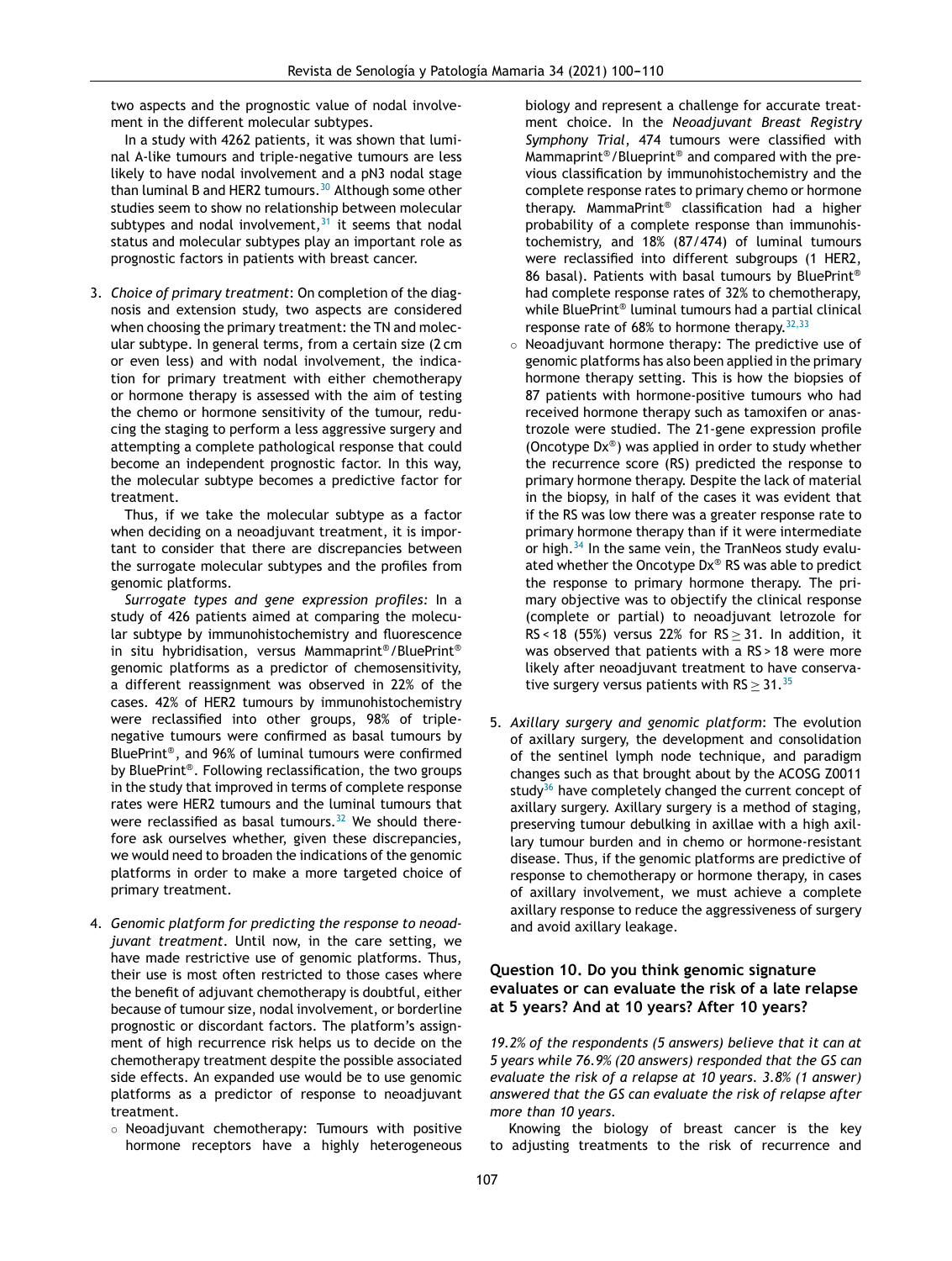two aspects and the prognostic value of nodal involvement in the different molecular subtypes.

In a study with 4262 patients, it was shown that luminal A-like tumours and triple-negative tumours are less likely to have nodal involvement and a pN3 nodal stage than luminal B and HER2 tumours.[30] Although some other studies seem to show no relationship between molecular subtypes and nodal involvement,[31] it seems that nodal status and molecular subtypes play an important role as prognostic factors in patients with breast cancer.

3. *Choice of primary treatment*: On completion of the diagnosis and extension study, two aspects are considered when choosing the primary treatment: the TN and molecular subtype. In general terms, from a certain size (2 cm or even less) and with nodal involvement, the indication for primary treatment with either chemotherapy or hormone therapy is assessed with the aim of testing the chemo or hormone sensitivity of the tumour, reducing the staging to perform a less aggressive surgery and attempting a complete pathological response that could become an independent prognostic factor. In this way, the molecular subtype becomes a predictive factor for treatment.

   Thus, if we take the molecular subtype as a factor when deciding on a neoadjuvant treatment, it is important to consider that there are discrepancies between the surrogate molecular subtypes and the profiles from genomic platforms.

   *Surrogate types and gene expression profiles:* In a study of 426 patients aimed at comparing the molecular subtype by immunohistochemistry and fluorescence in situ hybridisation, versus Mammaprint®/BluePrint® genomic platforms as a predictor of chemosensitivity, a different reassignment was observed in 22% of the cases. 42% of HER2 tumours by immunohistochemistry were reclassified into other groups, 98% of triple-negative tumours were confirmed as basal tumours by BluePrint®, and 96% of luminal tumours were confirmed by BluePrint®. Following reclassification, the two groups in the study that improved in terms of complete response rates were HER2 tumours and the luminal tumours that were reclassified as basal tumours.[32] We should therefore ask ourselves whether, given these discrepancies, we would need to broaden the indications of the genomic platforms in order to make a more targeted choice of primary treatment.

4. *Genomic platform for predicting the response to neoadjuvant treatment*. Until now, in the care setting, we have made restrictive use of genomic platforms. Thus, their use is most often restricted to those cases where the benefit of adjuvant chemotherapy is doubtful, either because of tumour size, nodal involvement, or borderline prognostic or discordant factors. The platform's assignment of high recurrence risk helps us to decide on the chemotherapy treatment despite the possible associated side effects. An expanded use would be to use genomic platforms as a predictor of response to neoadjuvant treatment.
   - Neoadjuvant chemotherapy: Tumours with positive hormone receptors have a highly heterogeneous biology and represent a challenge for accurate treatment choice. In the *Neoadjuvant Breast Registry Symphony Trial*, 474 tumours were classified with Mammaprint®/Blueprint® and compared with the previous classification by immunohistochemistry and the complete response rates to primary chemo or hormone therapy. MammaPrint® classification had a higher probability of a complete response than immunohistochemistry, and 18% (87/474) of luminal tumours were reclassified into different subgroups (1 HER2, 86 basal). Patients with basal tumours by BluePrint® had complete response rates of 32% to chemotherapy, while BluePrint® luminal tumours had a partial clinical response rate of 68% to hormone therapy.[32,33]
   - Neoadjuvant hormone therapy: The predictive use of genomic platforms has also been applied in the primary hormone therapy setting. This is how the biopsies of 87 patients with hormone-positive tumours who had received hormone therapy such as tamoxifen or anastrozole were studied. The 21-gene expression profile (Oncotype Dx®) was applied in order to study whether the recurrence score (RS) predicted the response to primary hormone therapy. Despite the lack of material in the biopsy, in half of the cases it was evident that if the RS was low there was a greater response rate to primary hormone therapy than if it were intermediate or high.[34] In the same vein, the TranNeos study evaluated whether the Oncotype Dx® RS was able to predict the response to primary hormone therapy. The primary objective was to objectify the clinical response (complete or partial) to neoadjuvant letrozole for RS < 18 (55%) versus 22% for RS ≥ 31. In addition, it was observed that patients with a RS > 18 were more likely after neoadjuvant treatment to have conservative surgery versus patients with RS ≥ 31.[35]

5. *Axillary surgery and genomic platform*: The evolution of axillary surgery, the development and consolidation of the sentinel lymph node technique, and paradigm changes such as that brought about by the ACOSG Z0011 study[36] have completely changed the current concept of axillary surgery. Axillary surgery is a method of staging, preserving tumour debulking in axillae with a high axillary tumour burden and in chemo or hormone-resistant disease. Thus, if the genomic platforms are predictive of response to chemotherapy or hormone therapy, in cases of axillary involvement, we must achieve a complete axillary response to reduce the aggressiveness of surgery and avoid axillary leakage.

### Question 10. Do you think genomic signature evaluates or can evaluate the risk of a late relapse at 5 years? And at 10 years? After 10 years?

*19.2% of the respondents (5 answers) believe that it can at 5 years while 76.9% (20 answers) responded that the GS can evaluate the risk of a relapse at 10 years. 3.8% (1 answer) answered that the GS can evaluate the risk of relapse after more than 10 years.*

Knowing the biology of breast cancer is the key to adjusting treatments to the risk of recurrence and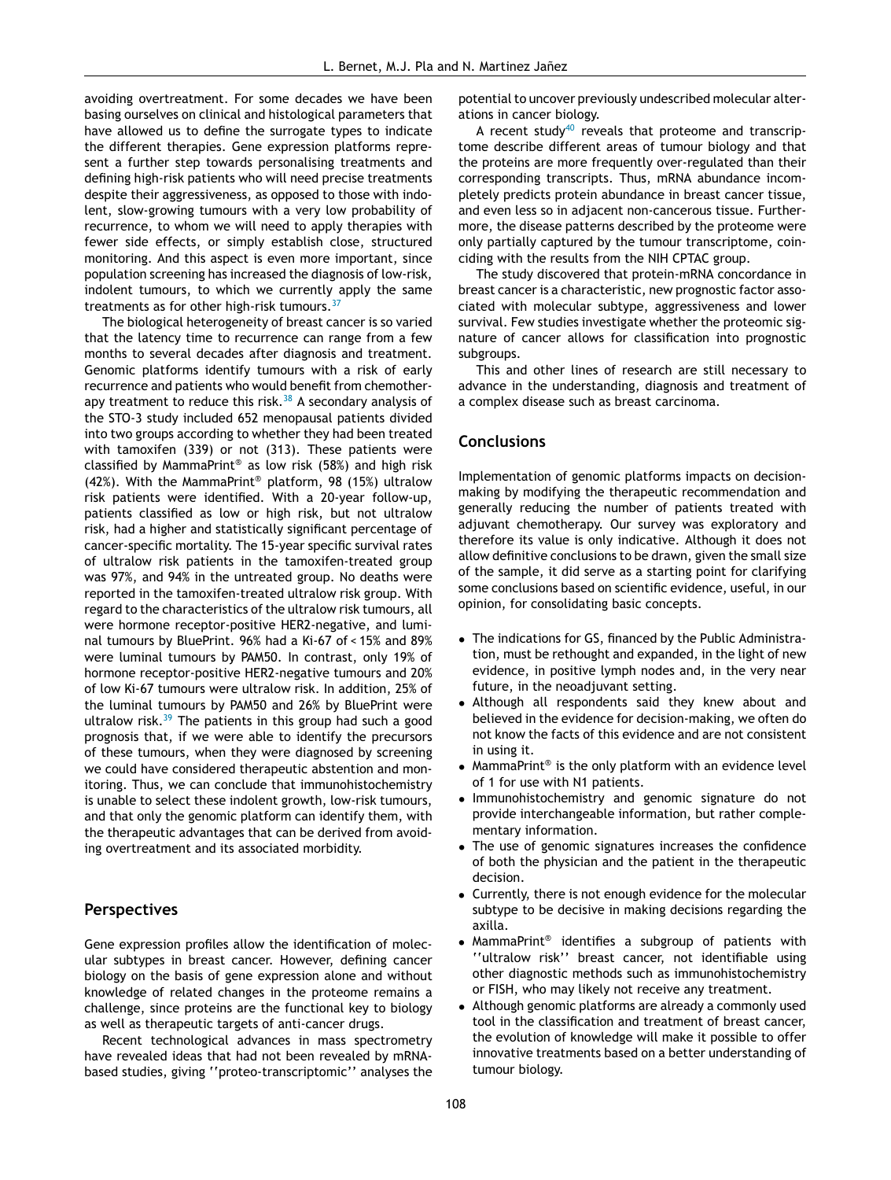avoiding overtreatment. For some decades we have been basing ourselves on clinical and histological parameters that have allowed us to define the surrogate types to indicate the different therapies. Gene expression platforms represent a further step towards personalising treatments and defining high-risk patients who will need precise treatments despite their aggressiveness, as opposed to those with indolent, slow-growing tumours with a very low probability of recurrence, to whom we will need to apply therapies with fewer side effects, or simply establish close, structured monitoring. And this aspect is even more important, since population screening has increased the diagnosis of low-risk, indolent tumours, to which we currently apply the same treatments as for other high-risk tumours.[37]

The biological heterogeneity of breast cancer is so varied that the latency time to recurrence can range from a few months to several decades after diagnosis and treatment. Genomic platforms identify tumours with a risk of early recurrence and patients who would benefit from chemotherapy treatment to reduce this risk.[38] A secondary analysis of the STO-3 study included 652 menopausal patients divided into two groups according to whether they had been treated with tamoxifen (339) or not (313). These patients were classified by MammaPrint® as low risk (58%) and high risk (42%). With the MammaPrint® platform, 98 (15%) ultralow risk patients were identified. With a 20-year follow-up, patients classified as low or high risk, but not ultralow risk, had a higher and statistically significant percentage of cancer-specific mortality. The 15-year specific survival rates of ultralow risk patients in the tamoxifen-treated group was 97%, and 94% in the untreated group. No deaths were reported in the tamoxifen-treated ultralow risk group. With regard to the characteristics of the ultralow risk tumours, all were hormone receptor-positive HER2-negative, and luminal tumours by BluePrint. 96% had a Ki-67 of < 15% and 89% were luminal tumours by PAM50. In contrast, only 19% of hormone receptor-positive HER2-negative tumours and 20% of low Ki-67 tumours were ultralow risk. In addition, 25% of the luminal tumours by PAM50 and 26% by BluePrint were ultralow risk.[39] The patients in this group had such a good prognosis that, if we were able to identify the precursors of these tumours, when they were diagnosed by screening we could have considered therapeutic abstention and monitoring. Thus, we can conclude that immunohistochemistry is unable to select these indolent growth, low-risk tumours, and that only the genomic platform can identify them, with the therapeutic advantages that can be derived from avoiding overtreatment and its associated morbidity.

## Perspectives

Gene expression profiles allow the identification of molecular subtypes in breast cancer. However, defining cancer biology on the basis of gene expression alone and without knowledge of related changes in the proteome remains a challenge, since proteins are the functional key to biology as well as therapeutic targets of anti-cancer drugs.

Recent technological advances in mass spectrometry have revealed ideas that had not been revealed by mRNA-based studies, giving ''proteo-transcriptomic'' analyses the potential to uncover previously undescribed molecular alterations in cancer biology.

A recent study[40] reveals that proteome and transcriptome describe different areas of tumour biology and that the proteins are more frequently over-regulated than their corresponding transcripts. Thus, mRNA abundance incompletely predicts protein abundance in breast cancer tissue, and even less so in adjacent non-cancerous tissue. Furthermore, the disease patterns described by the proteome were only partially captured by the tumour transcriptome, coinciding with the results from the NIH CPTAC group.

The study discovered that protein-mRNA concordance in breast cancer is a characteristic, new prognostic factor associated with molecular subtype, aggressiveness and lower survival. Few studies investigate whether the proteomic signature of cancer allows for classification into prognostic subgroups.

This and other lines of research are still necessary to advance in the understanding, diagnosis and treatment of a complex disease such as breast carcinoma.

## Conclusions

Implementation of genomic platforms impacts on decision-making by modifying the therapeutic recommendation and generally reducing the number of patients treated with adjuvant chemotherapy. Our survey was exploratory and therefore its value is only indicative. Although it does not allow definitive conclusions to be drawn, given the small size of the sample, it did serve as a starting point for clarifying some conclusions based on scientific evidence, useful, in our opinion, for consolidating basic concepts.

- The indications for GS, financed by the Public Administration, must be rethought and expanded, in the light of new evidence, in positive lymph nodes and, in the very near future, in the neoadjuvant setting.
- Although all respondents said they knew about and believed in the evidence for decision-making, we often do not know the facts of this evidence and are not consistent in using it.
- MammaPrint® is the only platform with an evidence level of 1 for use with N1 patients.
- Immunohistochemistry and genomic signature do not provide interchangeable information, but rather complementary information.
- The use of genomic signatures increases the confidence of both the physician and the patient in the therapeutic decision.
- Currently, there is not enough evidence for the molecular subtype to be decisive in making decisions regarding the axilla.
- MammaPrint® identifies a subgroup of patients with ''ultralow risk'' breast cancer, not identifiable using other diagnostic methods such as immunohistochemistry or FISH, who may likely not receive any treatment.
- Although genomic platforms are already a commonly used tool in the classification and treatment of breast cancer, the evolution of knowledge will make it possible to offer innovative treatments based on a better understanding of tumour biology.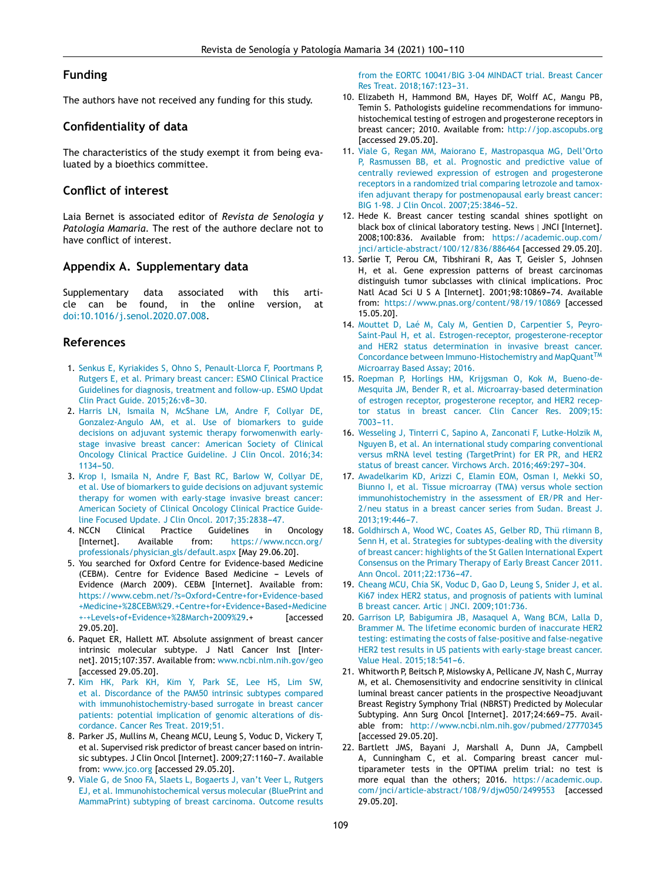## Funding

The authors have not received any funding for this study.

## Confidentiality of data

The characteristics of the study exempt it from being evaluated by a bioethics committee.

## Conflict of interest

Laia Bernet is associated editor of *Revista de Senología y Patología Mamaria*. The rest of the authore declare not to have conflict of interest.

## Appendix A. Supplementary data

Supplementary data associated with this article can be found, in the online version, at doi:10.1016/j.senol.2020.07.008.

## References

1. Senkus E, Kyriakides S, Ohno S, Penault-Llorca F, Poortmans P, Rutgers E, et al. Primary breast cancer: ESMO Clinical Practice Guidelines for diagnosis, treatment and follow-up. ESMO Updat Clin Pract Guide. 2015;26:v8–30.
2. Harris LN, Ismaila N, McShane LM, Andre F, Collyar DE, Gonzalez-Angulo AM, et al. Use of biomarkers to guide decisions on adjuvant systemic therapy forwomenwith early-stage invasive breast cancer: American Society of Clinical Oncology Clinical Practice Guideline. J Clin Oncol. 2016;34: 1134–50.
3. Krop I, Ismaila N, Andre F, Bast RC, Barlow W, Collyar DE, et al. Use of biomarkers to guide decisions on adjuvant systemic therapy for women with early-stage invasive breast cancer: American Society of Clinical Oncology Clinical Practice Guideline Focused Update. J Clin Oncol. 2017;35:2838–47.
4. NCCN Clinical Practice Guidelines in Oncology [Internet]. Available from: https://www.nccn.org/professionals/physician_gls/default.aspx [May 29.06.20].
5. You searched for Oxford Centre for Evidence-based Medicine (CEBM). Centre for Evidence Based Medicine – Levels of Evidence (March 2009). CEBM [Internet]. Available from: https://www.cebm.net/?s=Oxford+Centre+for+Evidence-based+Medicine+%28CEBM%29.+Centre+for+Evidence+Based+Medicine+-+Levels+of+Evidence+%28March+2009%29.+ [accessed 29.05.20].
6. Paquet ER, Hallett MT. Absolute assignment of breast cancer intrinsic molecular subtype. J Natl Cancer Inst [Internet]. 2015;107:357. Available from: www.ncbi.nlm.nih.gov/geo [accessed 29.05.20].
7. Kim HK, Park KH, Kim Y, Park SE, Lee HS, Lim SW, et al. Discordance of the PAM50 intrinsic subtypes compared with immunohistochemistry-based surrogate in breast cancer patients: potential implication of genomic alterations of discordance. Cancer Res Treat. 2019;51.
8. Parker JS, Mullins M, Cheang MCU, Leung S, Voduc D, Vickery T, et al. Supervised risk predictor of breast cancer based on intrinsic subtypes. J Clin Oncol [Internet]. 2009;27:1160–7. Available from: www.jco.org [accessed 29.05.20].
9. Viale G, de Snoo FA, Slaets L, Bogaerts J, van't Veer L, Rutgers EJ, et al. Immunohistochemical versus molecular (BluePrint and MammaPrint) subtyping of breast carcinoma. Outcome results from the EORTC 10041/BIG 3-04 MINDACT trial. Breast Cancer Res Treat. 2018;167:123–31.
10. Elizabeth H, Hammond BM, Hayes DF, Wolff AC, Mangu PB, Temin S. Pathologists guideline recommendations for immunohistochemical testing of estrogen and progesterone receptors in breast cancer; 2010. Available from: http://jop.ascopubs.org [accessed 29.05.20].
11. Viale G, Regan MM, Maiorano E, Mastropasqua MG, Dell'Orto P, Rasmussen BB, et al. Prognostic and predictive value of centrally reviewed expression of estrogen and progesterone receptors in a randomized trial comparing letrozole and tamoxifen adjuvant therapy for postmenopausal early breast cancer: BIG 1-98. J Clin Oncol. 2007;25:3846–52.
12. Hede K. Breast cancer testing scandal shines spotlight on black box of clinical laboratory testing. News | JNCI [Internet]. 2008;100:836. Available from: https://academic.oup.com/jnci/article-abstract/100/12/836/886464 [accessed 29.05.20].
13. Sørlie T, Perou CM, Tibshirani R, Aas T, Geisler S, Johnsen H, et al. Gene expression patterns of breast carcinomas distinguish tumor subclasses with clinical implications. Proc Natl Acad Sci U S A [Internet]. 2001;98:10869–74. Available from: https://www.pnas.org/content/98/19/10869 [accessed 15.05.20].
14. Mouttet D, Laé M, Caly M, Gentien D, Carpentier S, Peyro-Saint-Paul H, et al. Estrogen-receptor, progesterone-receptor and HER2 status determination in invasive breast cancer. Concordance between Immuno-Histochemistry and MapQuant™ Microarray Based Assay; 2016.
15. Roepman P, Horlings HM, Krijgsman O, Kok M, Bueno-de-Mesquita JM, Bender R, et al. Microarray-based determination of estrogen receptor, progesterone receptor, and HER2 receptor status in breast cancer. Clin Cancer Res. 2009;15: 7003–11.
16. Wesseling J, Tinterri C, Sapino A, Zanconati F, Lutke-Holzik M, Nguyen B, et al. An international study comparing conventional versus mRNA level testing (TargetPrint) for ER PR, and HER2 status of breast cancer. Virchows Arch. 2016;469:297–304.
17. Awadelkarim KD, Arizzi C, Elamin EOM, Osman I, Mekki SO, Biunno I, et al. Tissue microarray (TMA) versus whole section immunohistochemistry in the assessment of ER/PR and Her-2/neu status in a breast cancer series from Sudan. Breast J. 2013;19:446–7.
18. Goldhirsch A, Wood WC, Coates AS, Gelber RD, Thü rlimann B, Senn H, et al. Strategies for subtypes-dealing with the diversity of breast cancer: highlights of the St Gallen International Expert Consensus on the Primary Therapy of Early Breast Cancer 2011. Ann Oncol. 2011;22:1736–47.
19. Cheang MCU, Chia SK, Voduc D, Gao D, Leung S, Snider J, et al. Ki67 index HER2 status, and prognosis of patients with luminal B breast cancer. Artic | JNCI. 2009;101:736.
20. Garrison LP, Babigumira JB, Masaquel A, Wang BCM, Lalla D, Brammer M. The lifetime economic burden of inaccurate HER2 testing: estimating the costs of false-positive and false-negative HER2 test results in US patients with early-stage breast cancer. Value Heal. 2015;18:541–6.
21. Whitworth P, Beitsch P, Mislowsky A, Pellicane JV, Nash C, Murray M, et al. Chemosensitivity and endocrine sensitivity in clinical luminal breast cancer patients in the prospective Neoadjuvant Breast Registry Symphony Trial (NBRST) Predicted by Molecular Subtyping. Ann Surg Oncol [Internet]. 2017;24:669–75. Available from: http://www.ncbi.nlm.nih.gov/pubmed/27770345 [accessed 29.05.20].
22. Bartlett JMS, Bayani J, Marshall A, Dunn JA, Campbell A, Cunningham C, et al. Comparing breast cancer multiparameter tests in the OPTIMA prelim trial: no test is more equal than the others; 2016. https://academic.oup.com/jnci/article-abstract/108/9/djw050/2499553 [accessed 29.05.20].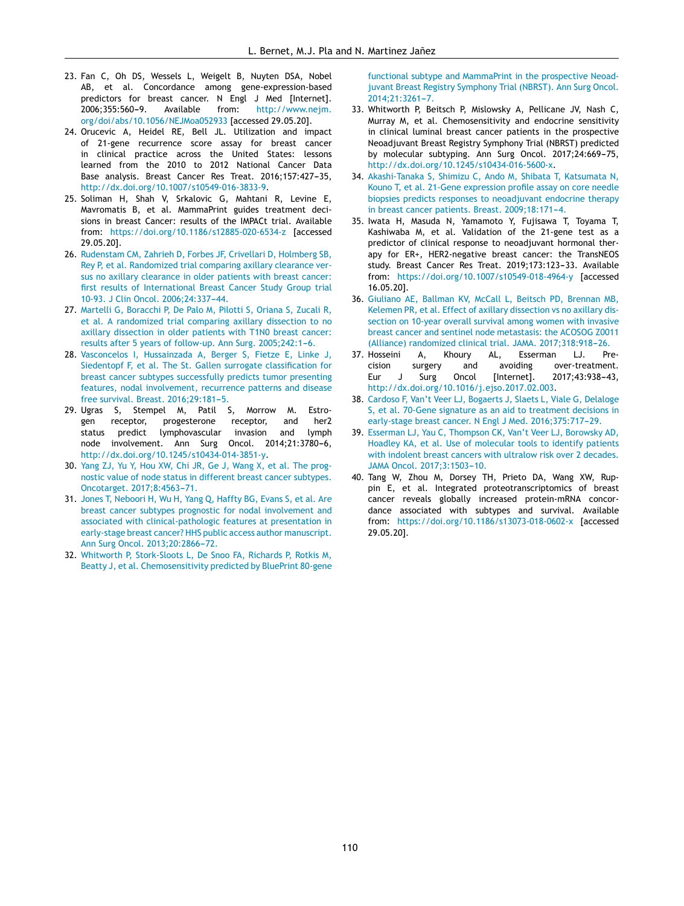23. Fan C, Oh DS, Wessels L, Weigelt B, Nuyten DSA, Nobel AB, et al. Concordance among gene-expression-based predictors for breast cancer. N Engl J Med [Internet]. 2006;355:560–9. Available from: http://www.nejm.org/doi/abs/10.1056/NEJMoa052933 [accessed 29.05.20].
24. Orucevic A, Heidel RE, Bell JL. Utilization and impact of 21-gene recurrence score assay for breast cancer in clinical practice across the United States: lessons learned from the 2010 to 2012 National Cancer Data Base analysis. Breast Cancer Res Treat. 2016;157:427–35, http://dx.doi.org/10.1007/s10549-016-3833-9.
25. Soliman H, Shah V, Srkalovic G, Mahtani R, Levine E, Mavromatis B, et al. MammaPrint guides treatment decisions in breast Cancer: results of the IMPACt trial. Available from: https://doi.org/10.1186/s12885-020-6534-z [accessed 29.05.20].
26. Rudenstam CM, Zahrieh D, Forbes JF, Crivellari D, Holmberg SB, Rey P, et al. Randomized trial comparing axillary clearance versus no axillary clearance in older patients with breast cancer: first results of International Breast Cancer Study Group trial 10-93. J Clin Oncol. 2006;24:337–44.
27. Martelli G, Boracchi P, De Palo M, Pilotti S, Oriana S, Zucali R, et al. A randomized trial comparing axillary dissection to no axillary dissection in older patients with T1N0 breast cancer: results after 5 years of follow-up. Ann Surg. 2005;242:1–6.
28. Vasconcelos I, Hussainzada A, Berger S, Fietze E, Linke J, Siedentopf F, et al. The St. Gallen surrogate classification for breast cancer subtypes successfully predicts tumor presenting features, nodal involvement, recurrence patterns and disease free survival. Breast. 2016;29:181–5.
29. Ugras S, Stempel M, Patil S, Morrow M. Estrogen receptor, progesterone receptor, and her2 status predict lymphovascular invasion and lymph node involvement. Ann Surg Oncol. 2014;21:3780–6, http://dx.doi.org/10.1245/s10434-014-3851-y.
30. Yang ZJ, Yu Y, Hou XW, Chi JR, Ge J, Wang X, et al. The prognostic value of node status in different breast cancer subtypes. Oncotarget. 2017;8:4563–71.
31. Jones T, Neboori H, Wu H, Yang Q, Haffty BG, Evans S, et al. Are breast cancer subtypes prognostic for nodal involvement and associated with clinical-pathologic features at presentation in early-stage breast cancer? HHS public access author manuscript. Ann Surg Oncol. 2013;20:2866–72.
32. Whitworth P, Stork-Sloots L, De Snoo FA, Richards P, Rotkis M, Beatty J, et al. Chemosensitivity predicted by BluePrint 80-gene functional subtype and MammaPrint in the prospective Neoadjuvant Breast Registry Symphony Trial (NBRST). Ann Surg Oncol. 2014;21:3261–7.
33. Whitworth P, Beitsch P, Mislowsky A, Pellicane JV, Nash C, Murray M, et al. Chemosensitivity and endocrine sensitivity in clinical luminal breast cancer patients in the prospective Neoadjuvant Breast Registry Symphony Trial (NBRST) predicted by molecular subtyping. Ann Surg Oncol. 2017;24:669–75, http://dx.doi.org/10.1245/s10434-016-5600-x.
34. Akashi-Tanaka S, Shimizu C, Ando M, Shibata T, Katsumata N, Kouno T, et al. 21-Gene expression profile assay on core needle biopsies predicts responses to neoadjuvant endocrine therapy in breast cancer patients. Breast. 2009;18:171–4.
35. Iwata H, Masuda N, Yamamoto Y, Fujisawa T, Toyama T, Kashiwaba M, et al. Validation of the 21-gene test as a predictor of clinical response to neoadjuvant hormonal therapy for ER+, HER2-negative breast cancer: the TransNEOS study. Breast Cancer Res Treat. 2019;173:123–33. Available from: https://doi.org/10.1007/s10549-018-4964-y [accessed 16.05.20].
36. Giuliano AE, Ballman KV, McCall L, Beitsch PD, Brennan MB, Kelemen PR, et al. Effect of axillary dissection vs no axillary dissection on 10-year overall survival among women with invasive breast cancer and sentinel node metastasis: the ACOSOG Z0011 (Alliance) randomized clinical trial. JAMA. 2017;318:918–26.
37. Hosseini A, Khoury AL, Esserman LJ. Precision surgery and avoiding over-treatment. Eur J Surg Oncol [Internet]. 2017;43:938–43, http://dx.doi.org/10.1016/j.ejso.2017.02.003.
38. Cardoso F, Van't Veer LJ, Bogaerts J, Slaets L, Viale G, Delaloge S, et al. 70-Gene signature as an aid to treatment decisions in early-stage breast cancer. N Engl J Med. 2016;375:717–29.
39. Esserman LJ, Yau C, Thompson CK, Van't Veer LJ, Borowsky AD, Hoadley KA, et al. Use of molecular tools to identify patients with indolent breast cancers with ultralow risk over 2 decades. JAMA Oncol. 2017;3:1503–10.
40. Tang W, Zhou M, Dorsey TH, Prieto DA, Wang XW, Ruppin E, et al. Integrated proteotranscriptomics of breast cancer reveals globally increased protein-mRNA concordance associated with subtypes and survival. Available from: https://doi.org/10.1186/s13073-018-0602-x [accessed 29.05.20].